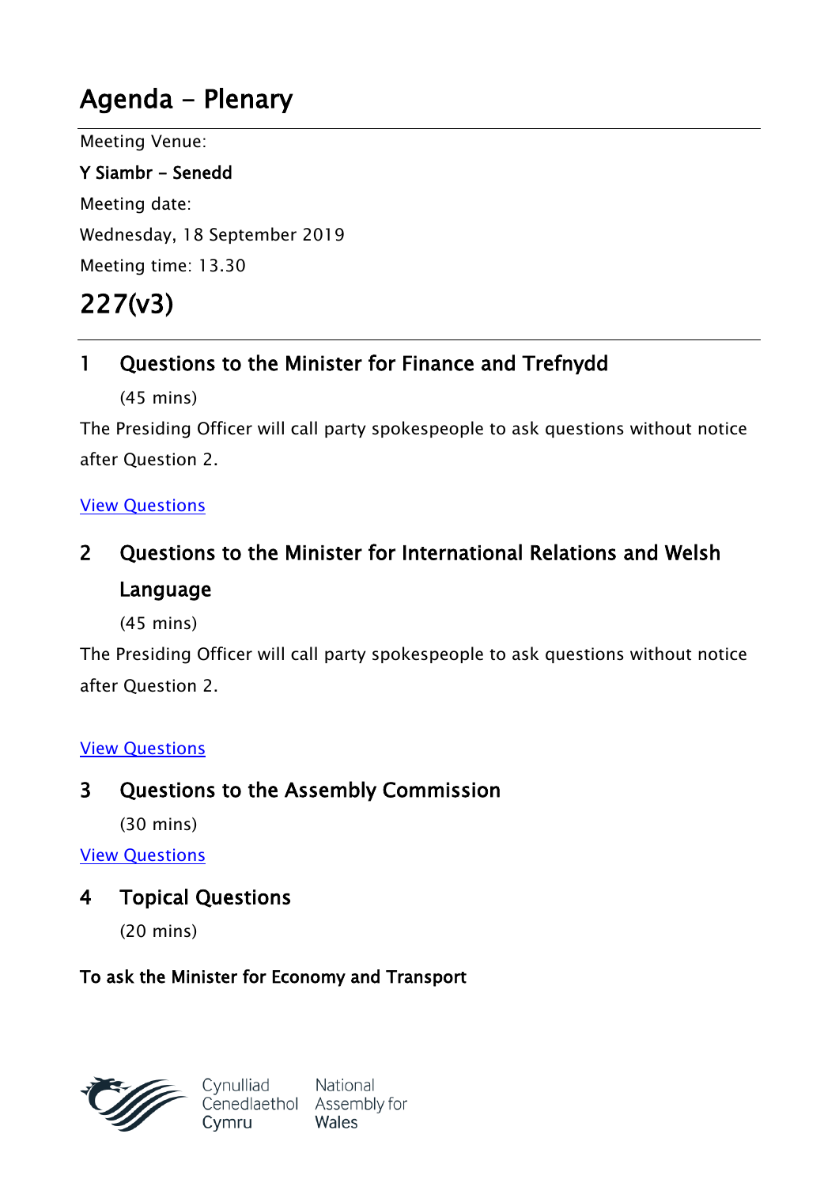# Agenda - Plenary

Meeting Venue:

**Y Siambr - Senedd**

Meeting date:

Wednesday, 18 September 2019

Meeting time: 13.30

# 227(v3)

## 1 Questions to the Minister for Finance and Trefnydd

(45 mins)

The Presiding Officer will call party spokespeople to ask questions without notice after Question 2.

View Questions

## 2 Questions to the Minister for International Relations and Welsh Language

(45 mins)

The Presiding Officer will call party spokespeople to ask questions without notice after Question 2.

View Questions

## 3 Questions to the Assembly Commission

(30 mins)

View Questions

## 4 Topical Questions

(20 mins)

**To ask the Minister for Economy and Transport**

Cynulliad Cenedlaethol Cymru | National Assembly for Wales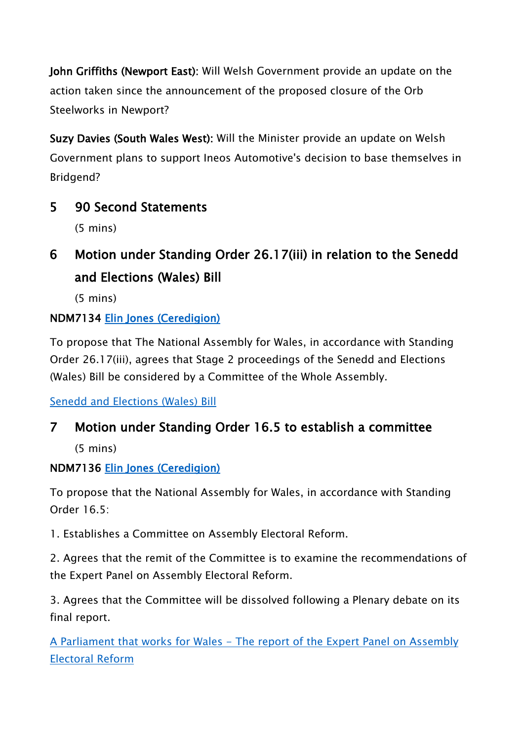**John Griffiths (Newport East):** Will Welsh Government provide an update on the action taken since the announcement of the proposed closure of the Orb Steelworks in Newport?

**Suzy Davies (South Wales West):** Will the Minister provide an update on Welsh Government plans to support Ineos Automotive's decision to base themselves in Bridgend?

## 5 90 Second Statements

(5 mins)

## 6 Motion under Standing Order 26.17(iii) in relation to the Senedd and Elections (Wales) Bill

(5 mins)

**NDM7134** Elin Jones (Ceredigion)

To propose that The National Assembly for Wales, in accordance with Standing Order 26.17(iii), agrees that Stage 2 proceedings of the Senedd and Elections (Wales) Bill be considered by a Committee of the Whole Assembly.

Senedd and Elections (Wales) Bill

## 7 Motion under Standing Order 16.5 to establish a committee

(5 mins)

**NDM7136** Elin Jones (Ceredigion)

To propose that the National Assembly for Wales, in accordance with Standing Order 16.5:

1. Establishes a Committee on Assembly Electoral Reform.

2. Agrees that the remit of the Committee is to examine the recommendations of the Expert Panel on Assembly Electoral Reform.

3. Agrees that the Committee will be dissolved following a Plenary debate on its final report.

A Parliament that works for Wales – The report of the Expert Panel on Assembly Electoral Reform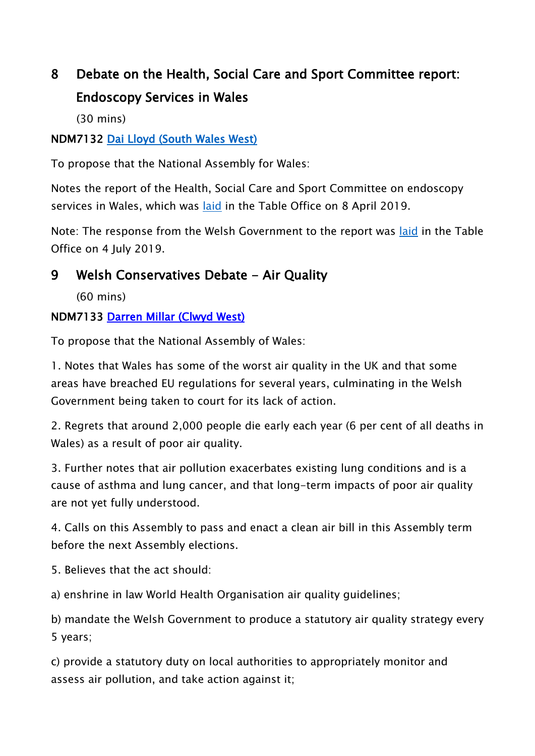## 8 Debate on the Health, Social Care and Sport Committee report: Endoscopy Services in Wales

(30 mins)

**NDM7132** [Dai Lloyd (South Wales West)]

To propose that the National Assembly for Wales:

Notes the report of the Health, Social Care and Sport Committee on endoscopy services in Wales, which was [laid] in the Table Office on 8 April 2019.

Note: The response from the Welsh Government to the report was [laid] in the Table Office on 4 July 2019.

## 9 Welsh Conservatives Debate - Air Quality

(60 mins)

**NDM7133** [Darren Millar (Clwyd West)]

To propose that the National Assembly of Wales:

1. Notes that Wales has some of the worst air quality in the UK and that some areas have breached EU regulations for several years, culminating in the Welsh Government being taken to court for its lack of action.

2. Regrets that around 2,000 people die early each year (6 per cent of all deaths in Wales) as a result of poor air quality.

3. Further notes that air pollution exacerbates existing lung conditions and is a cause of asthma and lung cancer, and that long-term impacts of poor air quality are not yet fully understood.

4. Calls on this Assembly to pass and enact a clean air bill in this Assembly term before the next Assembly elections.

5. Believes that the act should:

a) enshrine in law World Health Organisation air quality guidelines;

b) mandate the Welsh Government to produce a statutory air quality strategy every 5 years;

c) provide a statutory duty on local authorities to appropriately monitor and assess air pollution, and take action against it;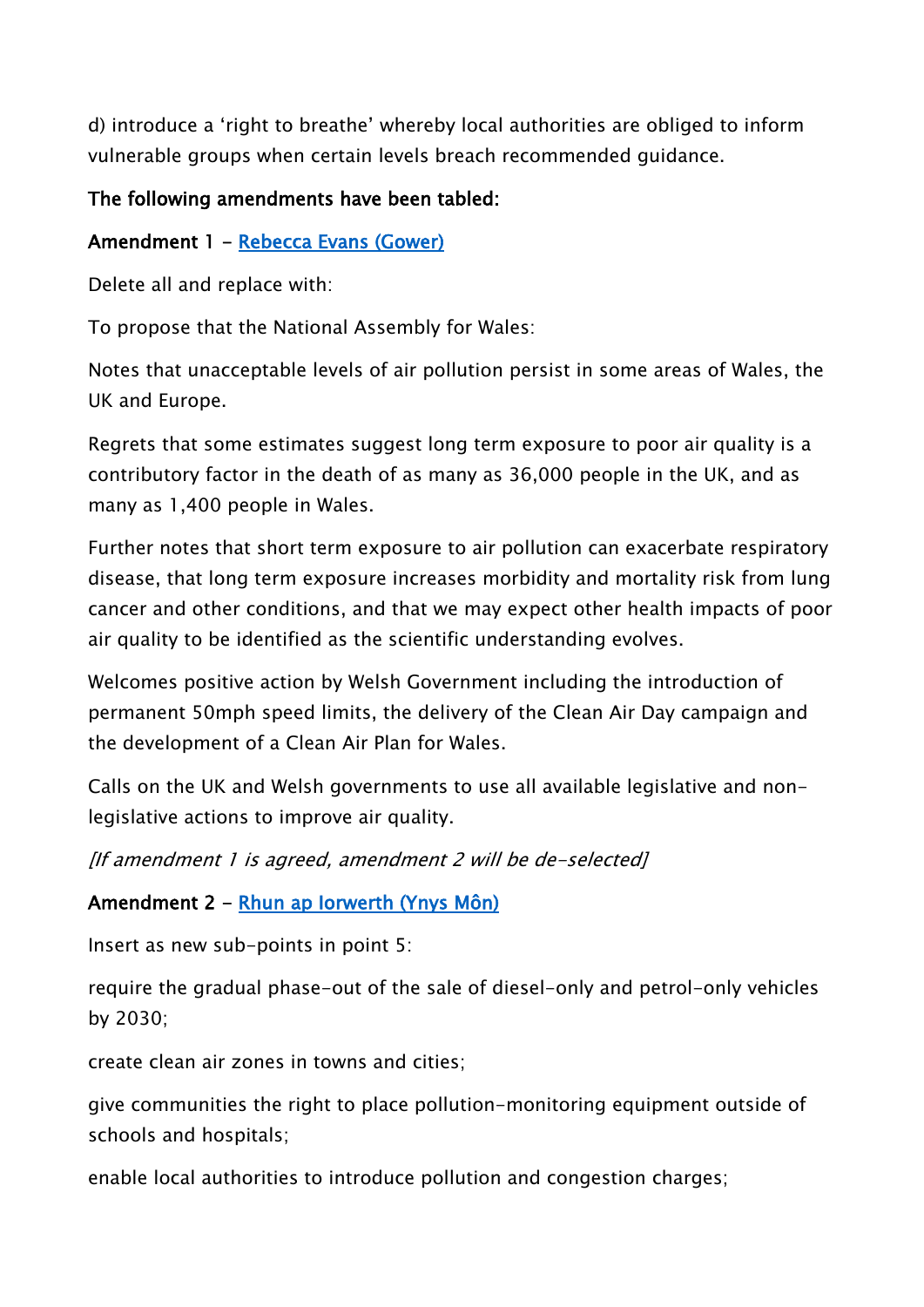d) introduce a 'right to breathe' whereby local authorities are obliged to inform vulnerable groups when certain levels breach recommended guidance.

**The following amendments have been tabled:**

**Amendment 1** - [Rebecca Evans (Gower)]

Delete all and replace with:

To propose that the National Assembly for Wales:

Notes that unacceptable levels of air pollution persist in some areas of Wales, the UK and Europe.

Regrets that some estimates suggest long term exposure to poor air quality is a contributory factor in the death of as many as 36,000 people in the UK, and as many as 1,400 people in Wales.

Further notes that short term exposure to air pollution can exacerbate respiratory disease, that long term exposure increases morbidity and mortality risk from lung cancer and other conditions, and that we may expect other health impacts of poor air quality to be identified as the scientific understanding evolves.

Welcomes positive action by Welsh Government including the introduction of permanent 50mph speed limits, the delivery of the Clean Air Day campaign and the development of a Clean Air Plan for Wales.

Calls on the UK and Welsh governments to use all available legislative and non-legislative actions to improve air quality.

*[If amendment 1 is agreed, amendment 2 will be de-selected]*

**Amendment 2** - [Rhun ap Iorwerth (Ynys Môn)]

Insert as new sub-points in point 5:

require the gradual phase-out of the sale of diesel-only and petrol-only vehicles by 2030;

create clean air zones in towns and cities;

give communities the right to place pollution-monitoring equipment outside of schools and hospitals;

enable local authorities to introduce pollution and congestion charges;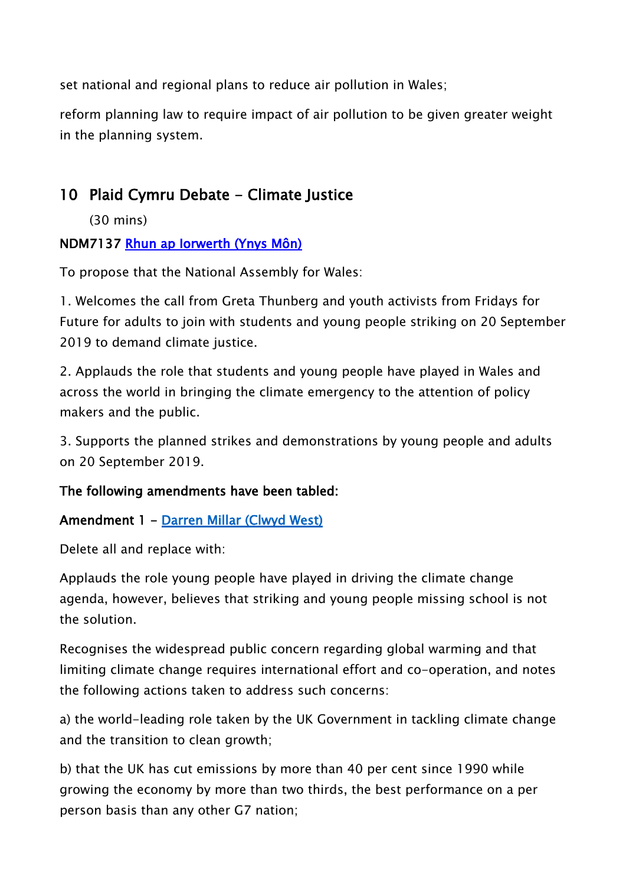set national and regional plans to reduce air pollution in Wales;

reform planning law to require impact of air pollution to be given greater weight in the planning system.

## 10 Plaid Cymru Debate - Climate Justice

(30 mins)

**NDM7137 Rhun ap Iorwerth (Ynys Môn)**

To propose that the National Assembly for Wales:

1. Welcomes the call from Greta Thunberg and youth activists from Fridays for Future for adults to join with students and young people striking on 20 September 2019 to demand climate justice.

2. Applauds the role that students and young people have played in Wales and across the world in bringing the climate emergency to the attention of policy makers and the public.

3. Supports the planned strikes and demonstrations by young people and adults on 20 September 2019.

**The following amendments have been tabled:**

**Amendment 1 - Darren Millar (Clwyd West)**

Delete all and replace with:

Applauds the role young people have played in driving the climate change agenda, however, believes that striking and young people missing school is not the solution.

Recognises the widespread public concern regarding global warming and that limiting climate change requires international effort and co-operation, and notes the following actions taken to address such concerns:

a) the world-leading role taken by the UK Government in tackling climate change and the transition to clean growth;

b) that the UK has cut emissions by more than 40 per cent since 1990 while growing the economy by more than two thirds, the best performance on a per person basis than any other G7 nation;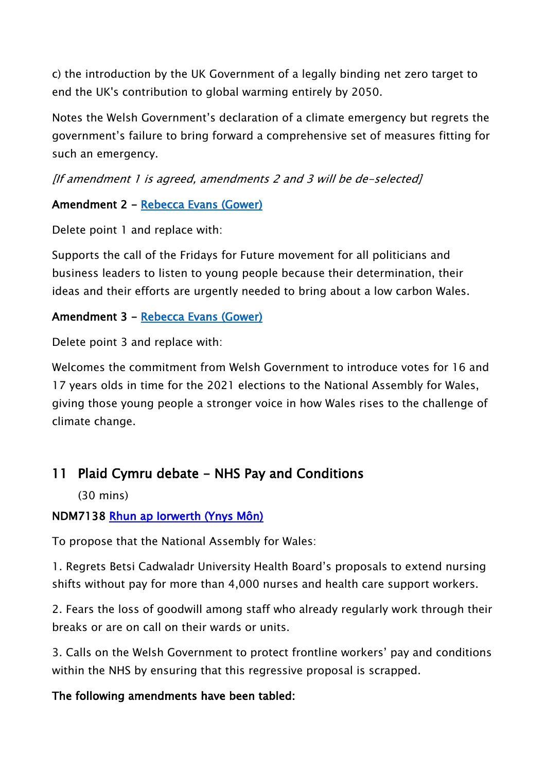c) the introduction by the UK Government of a legally binding net zero target to end the UK's contribution to global warming entirely by 2050.

Notes the Welsh Government's declaration of a climate emergency but regrets the government's failure to bring forward a comprehensive set of measures fitting for such an emergency.

*[If amendment 1 is agreed, amendments 2 and 3 will be de-selected]*

**Amendment 2 - [Rebecca Evans (Gower)]**

Delete point 1 and replace with:

Supports the call of the Fridays for Future movement for all politicians and business leaders to listen to young people because their determination, their ideas and their efforts are urgently needed to bring about a low carbon Wales.

**Amendment 3 - [Rebecca Evans (Gower)]**

Delete point 3 and replace with:

Welcomes the commitment from Welsh Government to introduce votes for 16 and 17 years olds in time for the 2021 elections to the National Assembly for Wales, giving those young people a stronger voice in how Wales rises to the challenge of climate change.

## 11 Plaid Cymru debate - NHS Pay and Conditions

(30 mins)

**NDM7138 [Rhun ap Iorwerth (Ynys Môn)]**

To propose that the National Assembly for Wales:

1. Regrets Betsi Cadwaladr University Health Board's proposals to extend nursing shifts without pay for more than 4,000 nurses and health care support workers.

2. Fears the loss of goodwill among staff who already regularly work through their breaks or are on call on their wards or units.

3. Calls on the Welsh Government to protect frontline workers' pay and conditions within the NHS by ensuring that this regressive proposal is scrapped.

**The following amendments have been tabled:**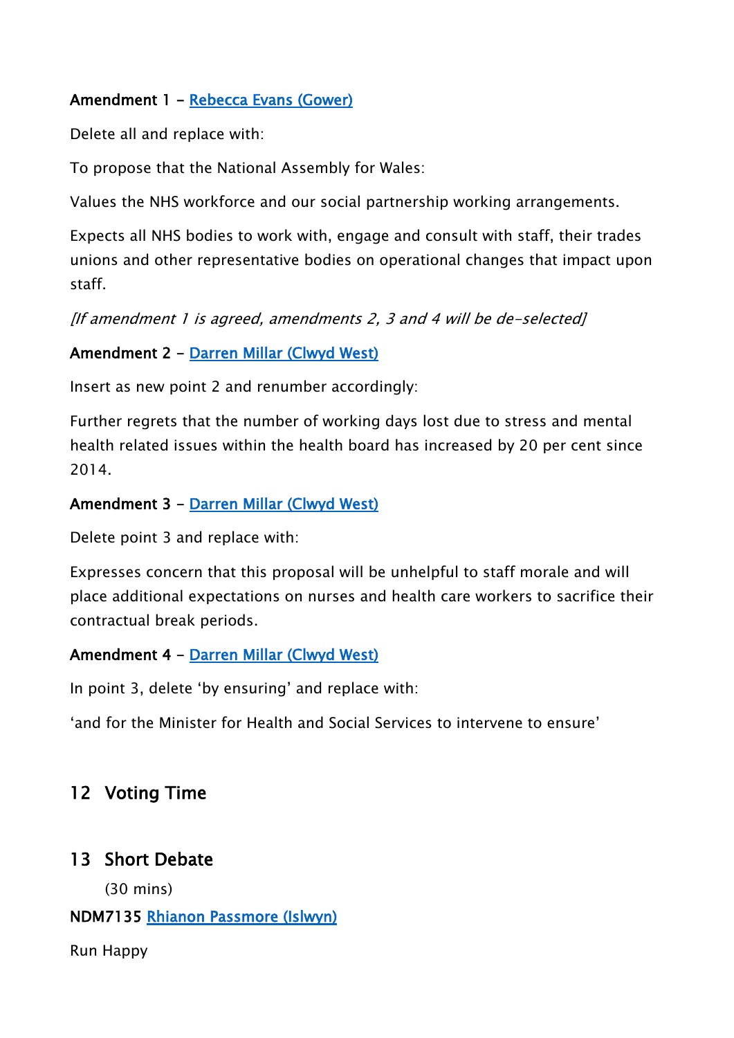**Amendment 1 – Rebecca Evans (Gower)**

Delete all and replace with:

To propose that the National Assembly for Wales:

Values the NHS workforce and our social partnership working arrangements.

Expects all NHS bodies to work with, engage and consult with staff, their trades unions and other representative bodies on operational changes that impact upon staff.

*[If amendment 1 is agreed, amendments 2, 3 and 4 will be de-selected]*

**Amendment 2 – Darren Millar (Clwyd West)**

Insert as new point 2 and renumber accordingly:

Further regrets that the number of working days lost due to stress and mental health related issues within the health board has increased by 20 per cent since 2014.

**Amendment 3 – Darren Millar (Clwyd West)**

Delete point 3 and replace with:

Expresses concern that this proposal will be unhelpful to staff morale and will place additional expectations on nurses and health care workers to sacrifice their contractual break periods.

**Amendment 4 – Darren Millar (Clwyd West)**

In point 3, delete 'by ensuring' and replace with:

'and for the Minister for Health and Social Services to intervene to ensure'

## 12 Voting Time

## 13 Short Debate

(30 mins)

**NDM7135 Rhianon Passmore (Islwyn)**

Run Happy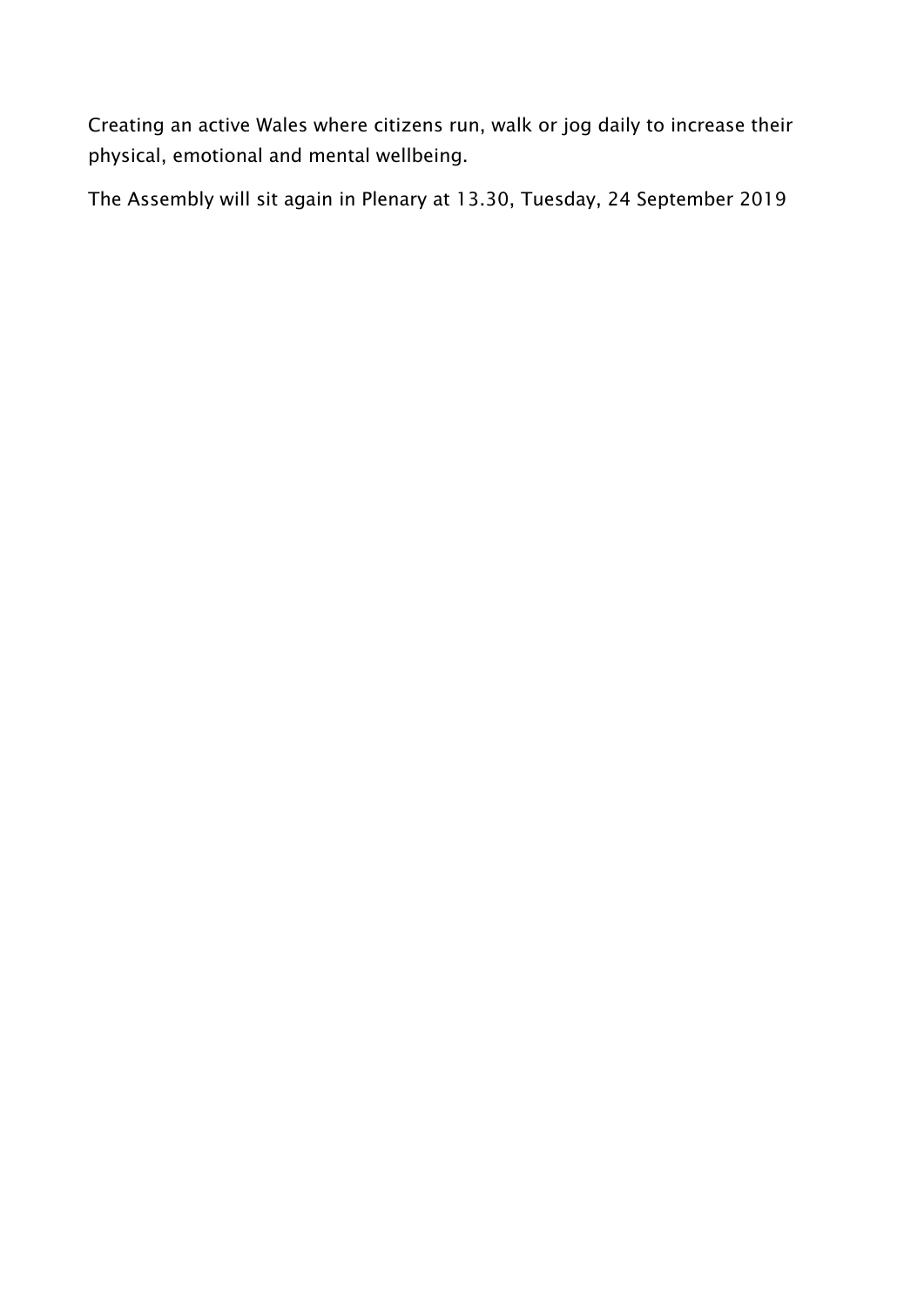Creating an active Wales where citizens run, walk or jog daily to increase their physical, emotional and mental wellbeing.

The Assembly will sit again in Plenary at 13.30, Tuesday, 24 September 2019